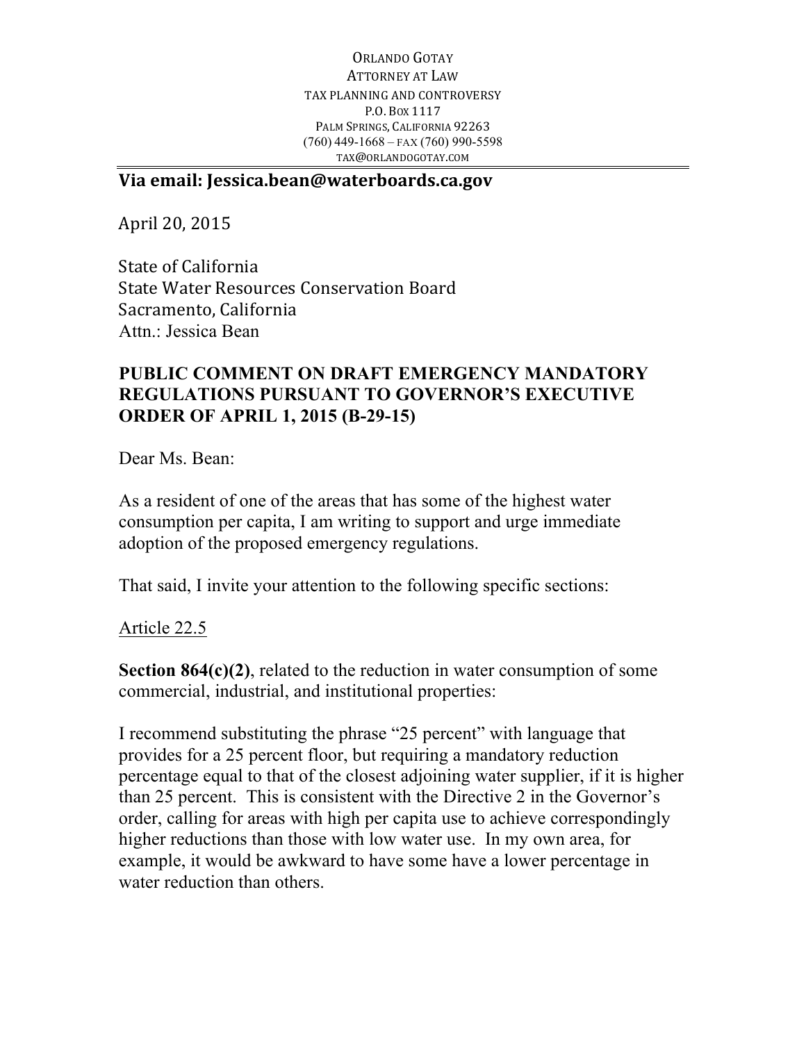ORLANDO GOTAY
ATTORNEY AT LAW
TAX PLANNING AND CONTROVERSY
P.O. BOX 1117
PALM SPRINGS, CALIFORNIA 92263
(760) 449-1668 – FAX (760) 990-5598
TAX@ORLANDOGOTAY.COM

**Via email: Jessica.bean@waterboards.ca.gov**

April 20, 2015

State of California
State Water Resources Conservation Board
Sacramento, California
Attn.: Jessica Bean

**PUBLIC COMMENT ON DRAFT EMERGENCY MANDATORY REGULATIONS PURSUANT TO GOVERNOR'S EXECUTIVE ORDER OF APRIL 1, 2015 (B-29-15)**

Dear Ms. Bean:

As a resident of one of the areas that has some of the highest water consumption per capita, I am writing to support and urge immediate adoption of the proposed emergency regulations.

That said, I invite your attention to the following specific sections:

<u>Article 22.5</u>

**Section 864(c)(2)**, related to the reduction in water consumption of some commercial, industrial, and institutional properties:

I recommend substituting the phrase "25 percent" with language that provides for a 25 percent floor, but requiring a mandatory reduction percentage equal to that of the closest adjoining water supplier, if it is higher than 25 percent. This is consistent with the Directive 2 in the Governor's order, calling for areas with high per capita use to achieve correspondingly higher reductions than those with low water use. In my own area, for example, it would be awkward to have some have a lower percentage in water reduction than others.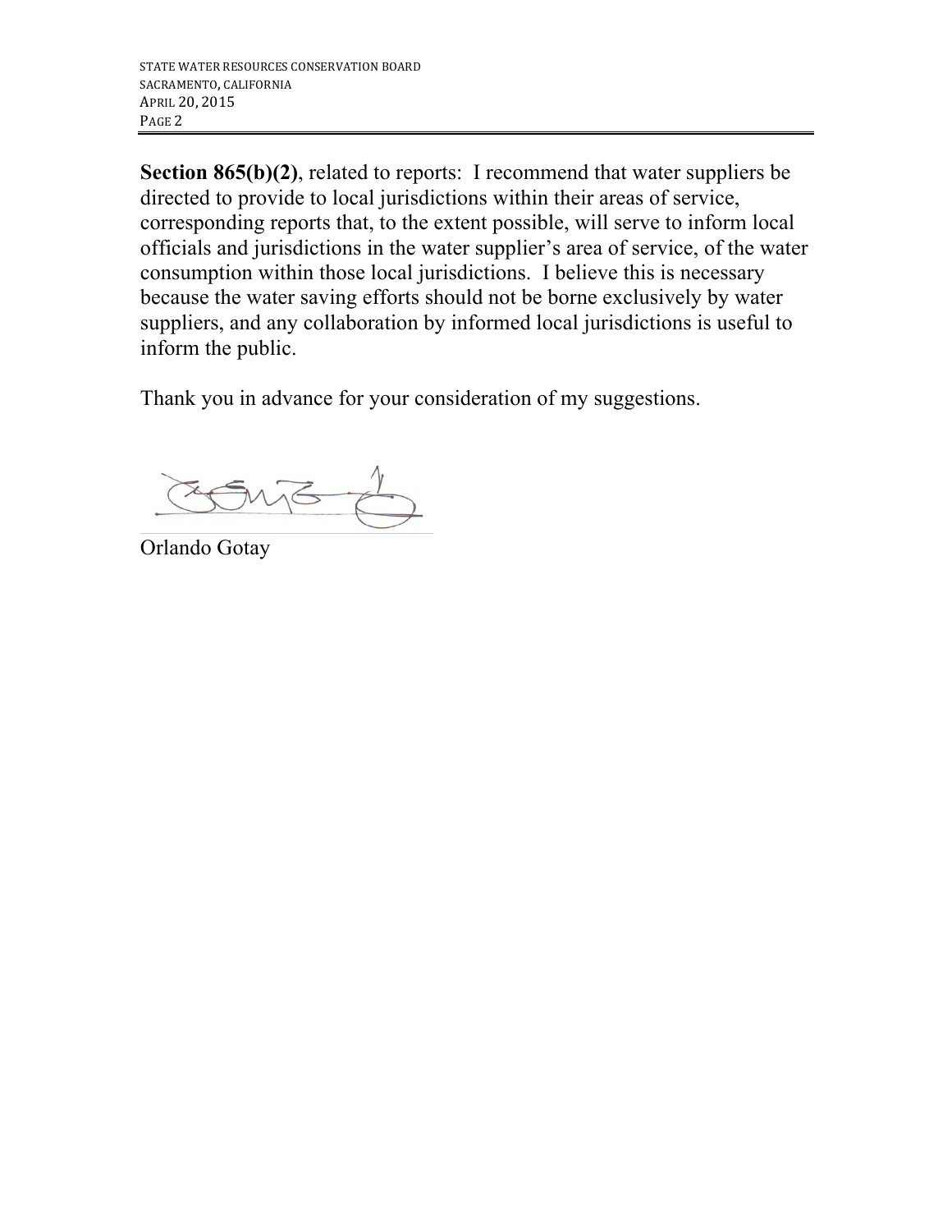**Section 865(b)(2)**, related to reports: I recommend that water suppliers be directed to provide to local jurisdictions within their areas of service, corresponding reports that, to the extent possible, will serve to inform local officials and jurisdictions in the water supplier's area of service, of the water consumption within those local jurisdictions. I believe this is necessary because the water saving efforts should not be borne exclusively by water suppliers, and any collaboration by informed local jurisdictions is useful to inform the public.

Thank you in advance for your consideration of my suggestions.

Orlando Gotay